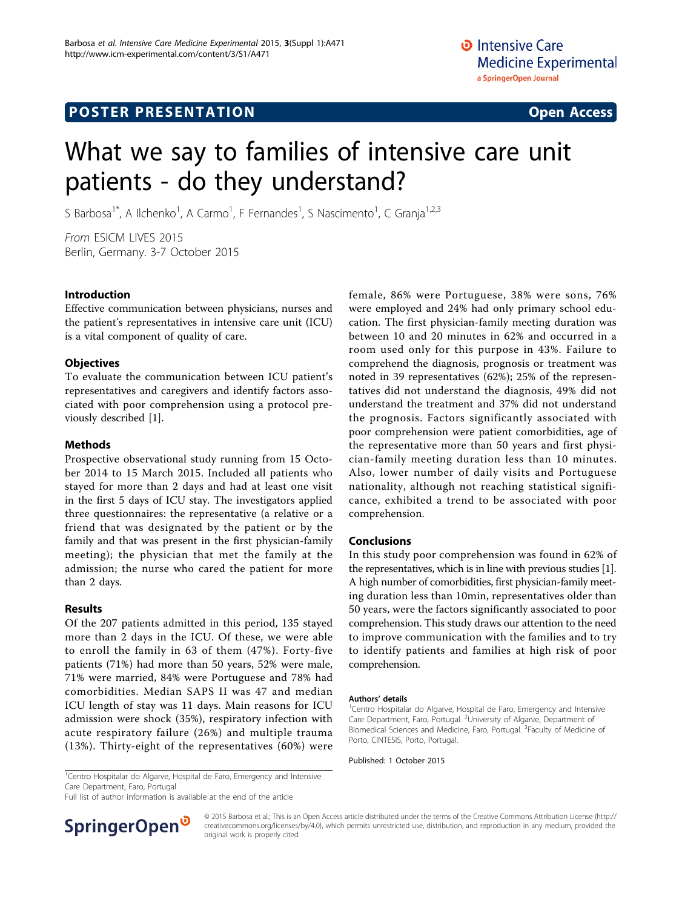POSTER PRESENTATION Open Access

# What we say to families of intensive care unit patients - do they understand?

S Barbosa[1*], A Ilchenko[1], A Carmo[1], F Fernandes[1], S Nascimento[1], C Granja[1,2,3]

*From* ESICM LIVES 2015
Berlin, Germany. 3-7 October 2015

## Introduction

Effective communication between physicians, nurses and the patient's representatives in intensive care unit (ICU) is a vital component of quality of care.

## Objectives

To evaluate the communication between ICU patient's representatives and caregivers and identify factors associated with poor comprehension using a protocol previously described [1].

## Methods

Prospective observational study running from 15 October 2014 to 15 March 2015. Included all patients who stayed for more than 2 days and had at least one visit in the first 5 days of ICU stay. The investigators applied three questionnaires: the representative (a relative or a friend that was designated by the patient or by the family and that was present in the first physician-family meeting); the physician that met the family at the admission; the nurse who cared the patient for more than 2 days.

## Results

Of the 207 patients admitted in this period, 135 stayed more than 2 days in the ICU. Of these, we were able to enroll the family in 63 of them (47%). Forty-five patients (71%) had more than 50 years, 52% were male, 71% were married, 84% were Portuguese and 78% had comorbidities. Median SAPS II was 47 and median ICU length of stay was 11 days. Main reasons for ICU admission were shock (35%), respiratory infection with acute respiratory failure (26%) and multiple trauma (13%). Thirty-eight of the representatives (60%) were female, 86% were Portuguese, 38% were sons, 76% were employed and 24% had only primary school education. The first physician-family meeting duration was between 10 and 20 minutes in 62% and occurred in a room used only for this purpose in 43%. Failure to comprehend the diagnosis, prognosis or treatment was noted in 39 representatives (62%); 25% of the representatives did not understand the diagnosis, 49% did not understand the treatment and 37% did not understand the prognosis. Factors significantly associated with poor comprehension were patient comorbidities, age of the representative more than 50 years and first physician-family meeting duration less than 10 minutes. Also, lower number of daily visits and Portuguese nationality, although not reaching statistical significance, exhibited a trend to be associated with poor comprehension.

## Conclusions

In this study poor comprehension was found in 62% of the representatives, which is in line with previous studies [1]. A high number of comorbidities, first physician-family meeting duration less than 10min, representatives older than 50 years, were the factors significantly associated to poor comprehension. This study draws our attention to the need to improve communication with the families and to try to identify patients and families at high risk of poor comprehension.

### Authors' details

[1]Centro Hospitalar do Algarve, Hospital de Faro, Emergency and Intensive Care Department, Faro, Portugal. [2]University of Algarve, Department of Biomedical Sciences and Medicine, Faro, Portugal. [3]Faculty of Medicine of Porto, CINTESIS, Porto, Portugal.

Published: 1 October 2015

[1]Centro Hospitalar do Algarve, Hospital de Faro, Emergency and Intensive Care Department, Faro, Portugal
Full list of author information is available at the end of the article

© 2015 Barbosa et al.; This is an Open Access article distributed under the terms of the Creative Commons Attribution License (http://creativecommons.org/licenses/by/4.0), which permits unrestricted use, distribution, and reproduction in any medium, provided the original work is properly cited.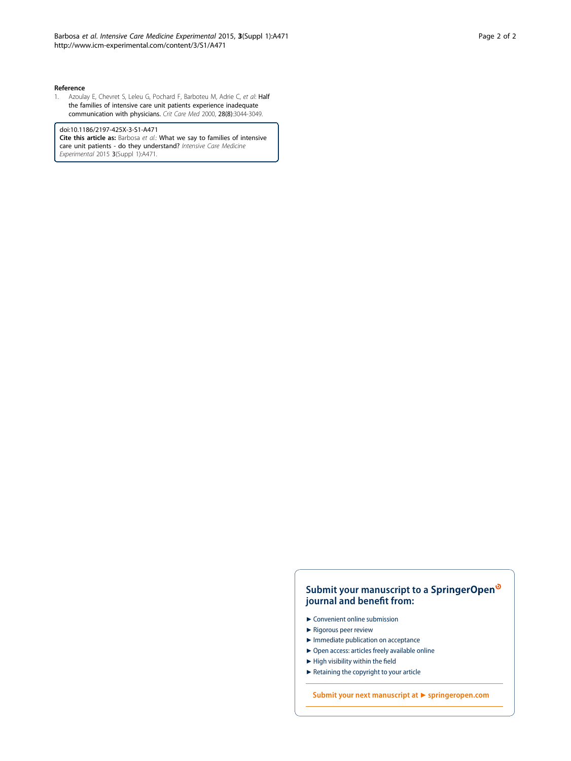### Reference

1. Azoulay E, Chevret S, Leleu G, Pochard F, Barboteu M, Adrie C, *et al*: **Half the families of intensive care unit patients experience inadequate communication with physicians.** *Crit Care Med* 2000, **28(8)**:3044-3049.

doi:10.1186/2197-425X-3-S1-A471
**Cite this article as:** Barbosa *et al.*: What we say to families of intensive care unit patients - do they understand? *Intensive Care Medicine Experimental* 2015 **3**(Suppl 1):A471.

**Submit your manuscript to a SpringerOpen journal and benefit from:**

- ► Convenient online submission
- ► Rigorous peer review
- ► Immediate publication on acceptance
- ► Open access: articles freely available online
- ► High visibility within the field
- ► Retaining the copyright to your article

**Submit your next manuscript at ► springeropen.com**